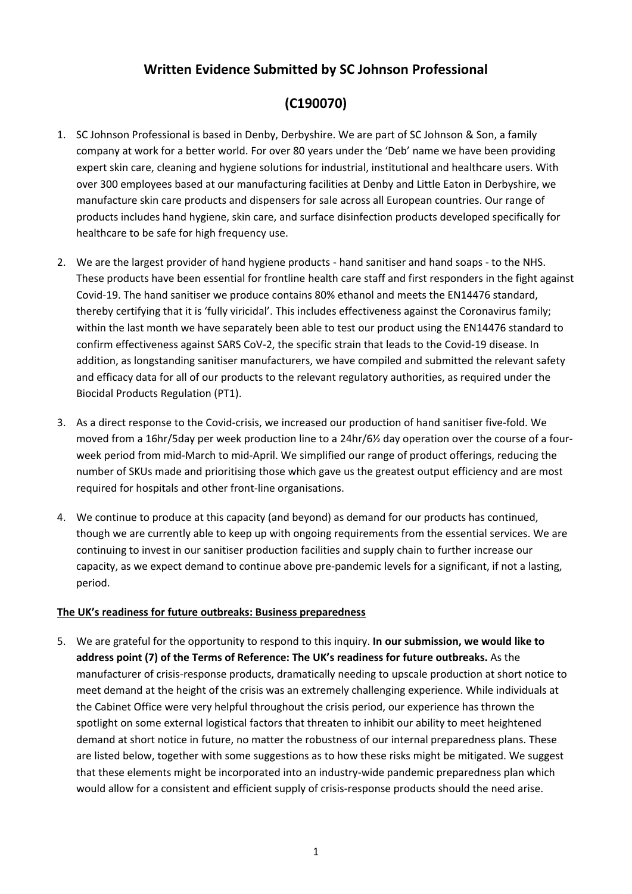# Written Evidence Submitted by SC Johnson Professional

# (C190070)

1. SC Johnson Professional is based in Denby, Derbyshire. We are part of SC Johnson & Son, a family company at work for a better world. For over 80 years under the 'Deb' name we have been providing expert skin care, cleaning and hygiene solutions for industrial, institutional and healthcare users. With over 300 employees based at our manufacturing facilities at Denby and Little Eaton in Derbyshire, we manufacture skin care products and dispensers for sale across all European countries. Our range of products includes hand hygiene, skin care, and surface disinfection products developed specifically for healthcare to be safe for high frequency use.

2. We are the largest provider of hand hygiene products - hand sanitiser and hand soaps - to the NHS. These products have been essential for frontline health care staff and first responders in the fight against Covid-19. The hand sanitiser we produce contains 80% ethanol and meets the EN14476 standard, thereby certifying that it is 'fully viricidal'. This includes effectiveness against the Coronavirus family; within the last month we have separately been able to test our product using the EN14476 standard to confirm effectiveness against SARS CoV-2, the specific strain that leads to the Covid-19 disease. In addition, as longstanding sanitiser manufacturers, we have compiled and submitted the relevant safety and efficacy data for all of our products to the relevant regulatory authorities, as required under the Biocidal Products Regulation (PT1).

3. As a direct response to the Covid-crisis, we increased our production of hand sanitiser five-fold. We moved from a 16hr/5day per week production line to a 24hr/6½ day operation over the course of a four-week period from mid-March to mid-April. We simplified our range of product offerings, reducing the number of SKUs made and prioritising those which gave us the greatest output efficiency and are most required for hospitals and other front-line organisations.

4. We continue to produce at this capacity (and beyond) as demand for our products has continued, though we are currently able to keep up with ongoing requirements from the essential services. We are continuing to invest in our sanitiser production facilities and supply chain to further increase our capacity, as we expect demand to continue above pre-pandemic levels for a significant, if not a lasting, period.

**The UK's readiness for future outbreaks: Business preparedness**

5. We are grateful for the opportunity to respond to this inquiry. **In our submission, we would like to address point (7) of the Terms of Reference: The UK's readiness for future outbreaks.** As the manufacturer of crisis-response products, dramatically needing to upscale production at short notice to meet demand at the height of the crisis was an extremely challenging experience. While individuals at the Cabinet Office were very helpful throughout the crisis period, our experience has thrown the spotlight on some external logistical factors that threaten to inhibit our ability to meet heightened demand at short notice in future, no matter the robustness of our internal preparedness plans. These are listed below, together with some suggestions as to how these risks might be mitigated. We suggest that these elements might be incorporated into an industry-wide pandemic preparedness plan which would allow for a consistent and efficient supply of crisis-response products should the need arise.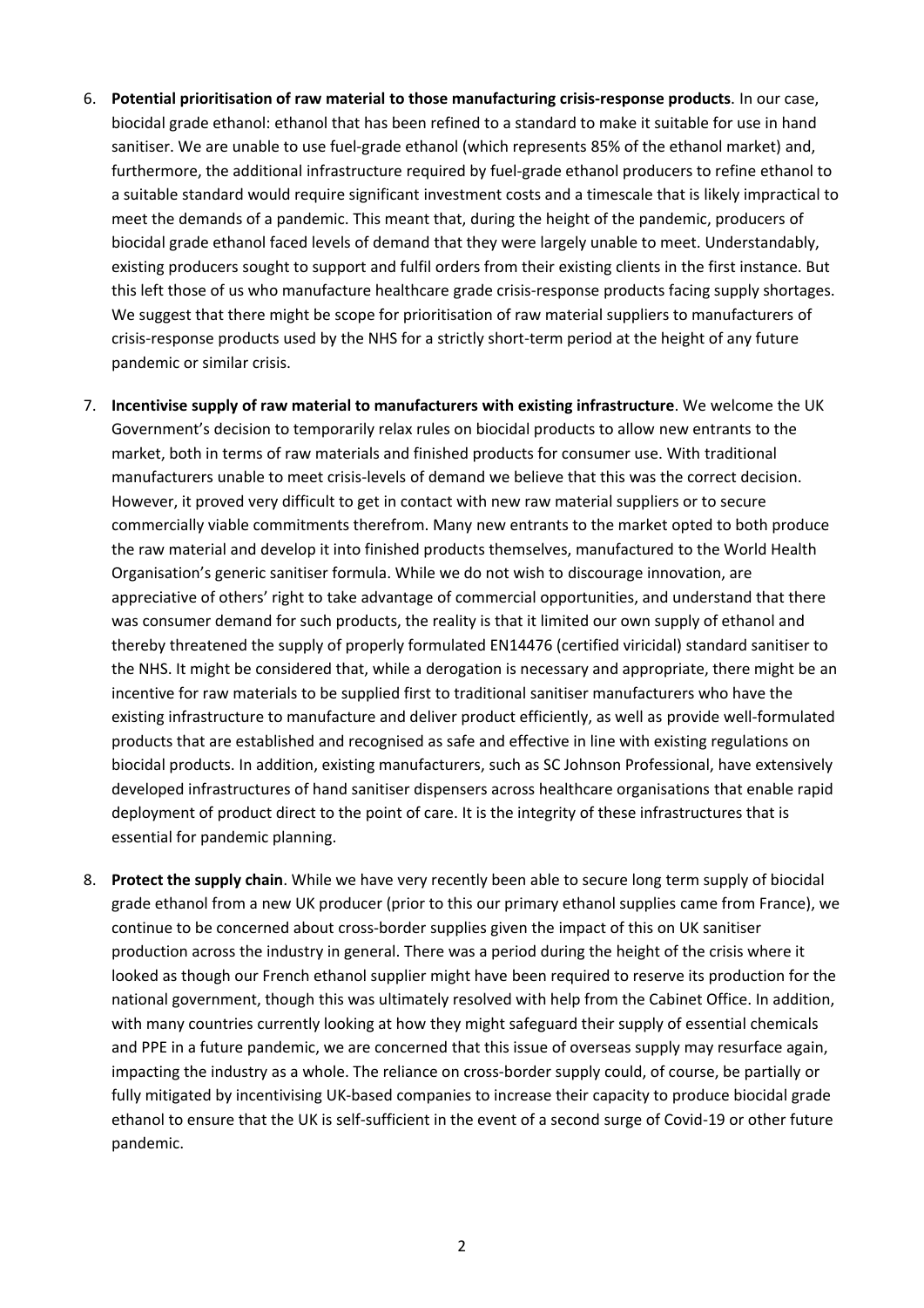6. **Potential prioritisation of raw material to those manufacturing crisis-response products**. In our case, biocidal grade ethanol: ethanol that has been refined to a standard to make it suitable for use in hand sanitiser. We are unable to use fuel-grade ethanol (which represents 85% of the ethanol market) and, furthermore, the additional infrastructure required by fuel-grade ethanol producers to refine ethanol to a suitable standard would require significant investment costs and a timescale that is likely impractical to meet the demands of a pandemic. This meant that, during the height of the pandemic, producers of biocidal grade ethanol faced levels of demand that they were largely unable to meet. Understandably, existing producers sought to support and fulfil orders from their existing clients in the first instance. But this left those of us who manufacture healthcare grade crisis-response products facing supply shortages. We suggest that there might be scope for prioritisation of raw material suppliers to manufacturers of crisis-response products used by the NHS for a strictly short-term period at the height of any future pandemic or similar crisis.

7. **Incentivise supply of raw material to manufacturers with existing infrastructure**. We welcome the UK Government's decision to temporarily relax rules on biocidal products to allow new entrants to the market, both in terms of raw materials and finished products for consumer use. With traditional manufacturers unable to meet crisis-levels of demand we believe that this was the correct decision. However, it proved very difficult to get in contact with new raw material suppliers or to secure commercially viable commitments therefrom. Many new entrants to the market opted to both produce the raw material and develop it into finished products themselves, manufactured to the World Health Organisation's generic sanitiser formula. While we do not wish to discourage innovation, are appreciative of others' right to take advantage of commercial opportunities, and understand that there was consumer demand for such products, the reality is that it limited our own supply of ethanol and thereby threatened the supply of properly formulated EN14476 (certified viricidal) standard sanitiser to the NHS. It might be considered that, while a derogation is necessary and appropriate, there might be an incentive for raw materials to be supplied first to traditional sanitiser manufacturers who have the existing infrastructure to manufacture and deliver product efficiently, as well as provide well-formulated products that are established and recognised as safe and effective in line with existing regulations on biocidal products. In addition, existing manufacturers, such as SC Johnson Professional, have extensively developed infrastructures of hand sanitiser dispensers across healthcare organisations that enable rapid deployment of product direct to the point of care. It is the integrity of these infrastructures that is essential for pandemic planning.

8. **Protect the supply chain**. While we have very recently been able to secure long term supply of biocidal grade ethanol from a new UK producer (prior to this our primary ethanol supplies came from France), we continue to be concerned about cross-border supplies given the impact of this on UK sanitiser production across the industry in general. There was a period during the height of the crisis where it looked as though our French ethanol supplier might have been required to reserve its production for the national government, though this was ultimately resolved with help from the Cabinet Office. In addition, with many countries currently looking at how they might safeguard their supply of essential chemicals and PPE in a future pandemic, we are concerned that this issue of overseas supply may resurface again, impacting the industry as a whole. The reliance on cross-border supply could, of course, be partially or fully mitigated by incentivising UK-based companies to increase their capacity to produce biocidal grade ethanol to ensure that the UK is self-sufficient in the event of a second surge of Covid-19 or other future pandemic.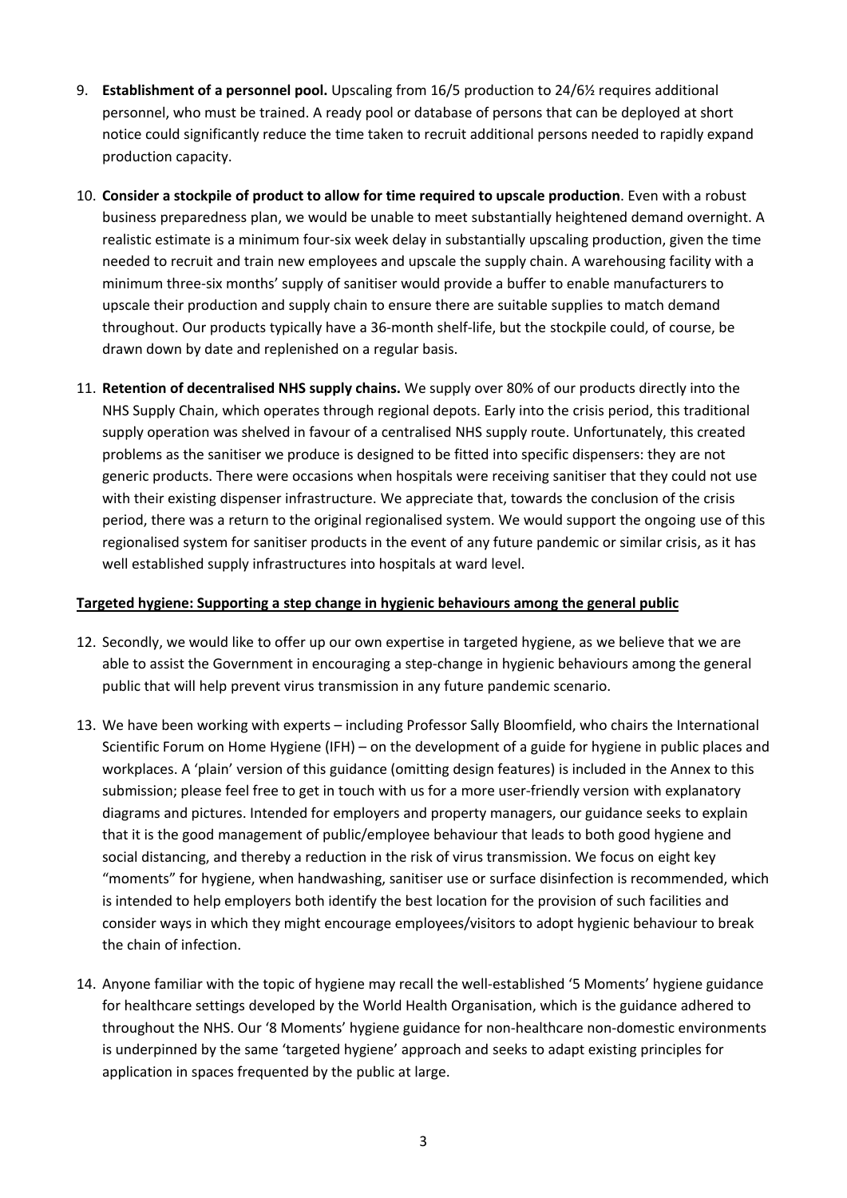9. **Establishment of a personnel pool.** Upscaling from 16/5 production to 24/6½ requires additional personnel, who must be trained. A ready pool or database of persons that can be deployed at short notice could significantly reduce the time taken to recruit additional persons needed to rapidly expand production capacity.

10. **Consider a stockpile of product to allow for time required to upscale production**. Even with a robust business preparedness plan, we would be unable to meet substantially heightened demand overnight. A realistic estimate is a minimum four-six week delay in substantially upscaling production, given the time needed to recruit and train new employees and upscale the supply chain. A warehousing facility with a minimum three-six months' supply of sanitiser would provide a buffer to enable manufacturers to upscale their production and supply chain to ensure there are suitable supplies to match demand throughout. Our products typically have a 36-month shelf-life, but the stockpile could, of course, be drawn down by date and replenished on a regular basis.

11. **Retention of decentralised NHS supply chains.** We supply over 80% of our products directly into the NHS Supply Chain, which operates through regional depots. Early into the crisis period, this traditional supply operation was shelved in favour of a centralised NHS supply route. Unfortunately, this created problems as the sanitiser we produce is designed to be fitted into specific dispensers: they are not generic products. There were occasions when hospitals were receiving sanitiser that they could not use with their existing dispenser infrastructure. We appreciate that, towards the conclusion of the crisis period, there was a return to the original regionalised system. We would support the ongoing use of this regionalised system for sanitiser products in the event of any future pandemic or similar crisis, as it has well established supply infrastructures into hospitals at ward level.

**Targeted hygiene: Supporting a step change in hygienic behaviours among the general public**

12. Secondly, we would like to offer up our own expertise in targeted hygiene, as we believe that we are able to assist the Government in encouraging a step-change in hygienic behaviours among the general public that will help prevent virus transmission in any future pandemic scenario.

13. We have been working with experts – including Professor Sally Bloomfield, who chairs the International Scientific Forum on Home Hygiene (IFH) – on the development of a guide for hygiene in public places and workplaces. A 'plain' version of this guidance (omitting design features) is included in the Annex to this submission; please feel free to get in touch with us for a more user-friendly version with explanatory diagrams and pictures. Intended for employers and property managers, our guidance seeks to explain that it is the good management of public/employee behaviour that leads to both good hygiene and social distancing, and thereby a reduction in the risk of virus transmission. We focus on eight key "moments" for hygiene, when handwashing, sanitiser use or surface disinfection is recommended, which is intended to help employers both identify the best location for the provision of such facilities and consider ways in which they might encourage employees/visitors to adopt hygienic behaviour to break the chain of infection.

14. Anyone familiar with the topic of hygiene may recall the well-established '5 Moments' hygiene guidance for healthcare settings developed by the World Health Organisation, which is the guidance adhered to throughout the NHS. Our '8 Moments' hygiene guidance for non-healthcare non-domestic environments is underpinned by the same 'targeted hygiene' approach and seeks to adapt existing principles for application in spaces frequented by the public at large.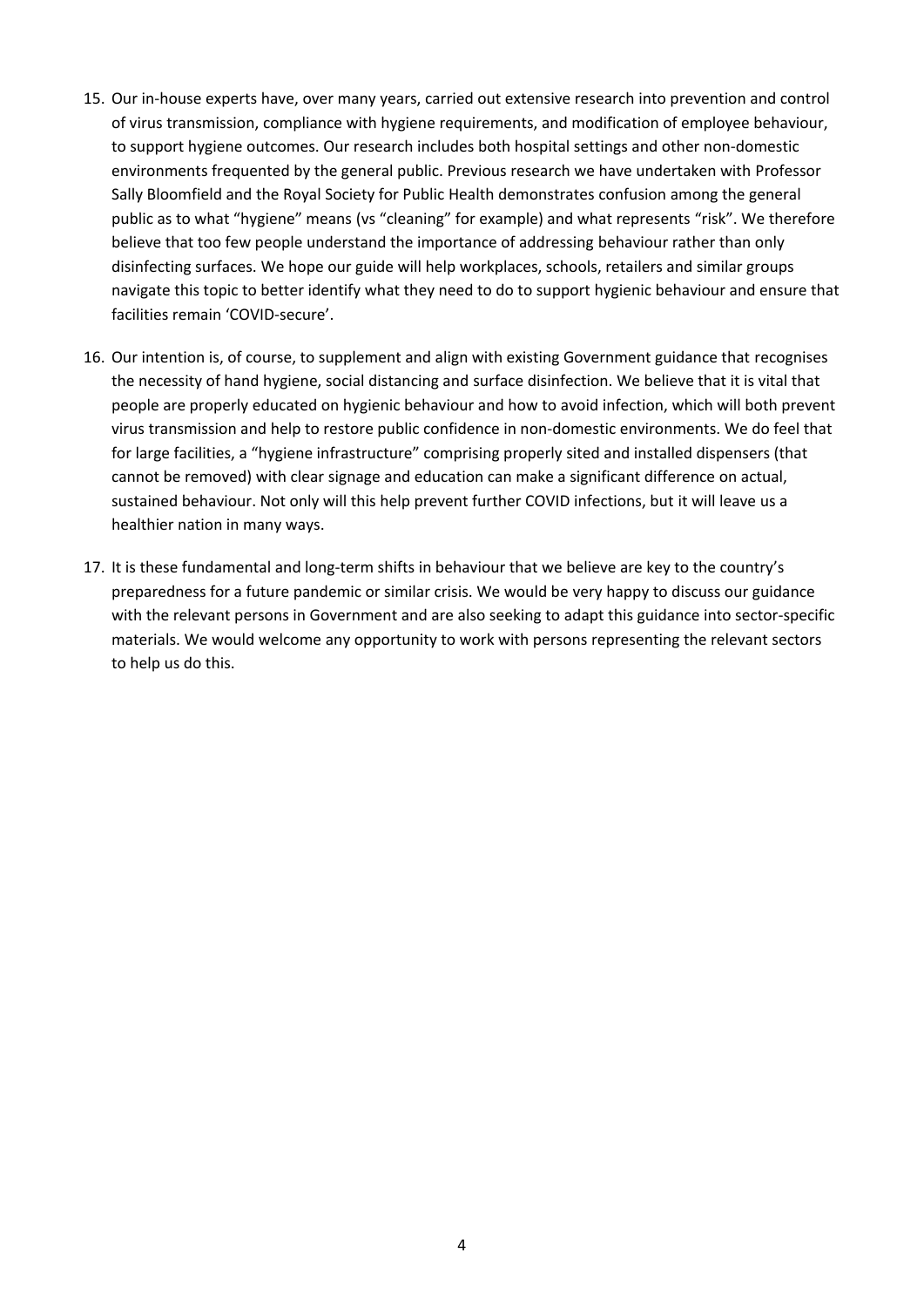15. Our in-house experts have, over many years, carried out extensive research into prevention and control of virus transmission, compliance with hygiene requirements, and modification of employee behaviour, to support hygiene outcomes. Our research includes both hospital settings and other non-domestic environments frequented by the general public. Previous research we have undertaken with Professor Sally Bloomfield and the Royal Society for Public Health demonstrates confusion among the general public as to what "hygiene" means (vs "cleaning" for example) and what represents "risk". We therefore believe that too few people understand the importance of addressing behaviour rather than only disinfecting surfaces. We hope our guide will help workplaces, schools, retailers and similar groups navigate this topic to better identify what they need to do to support hygienic behaviour and ensure that facilities remain 'COVID-secure'.

16. Our intention is, of course, to supplement and align with existing Government guidance that recognises the necessity of hand hygiene, social distancing and surface disinfection. We believe that it is vital that people are properly educated on hygienic behaviour and how to avoid infection, which will both prevent virus transmission and help to restore public confidence in non-domestic environments. We do feel that for large facilities, a "hygiene infrastructure" comprising properly sited and installed dispensers (that cannot be removed) with clear signage and education can make a significant difference on actual, sustained behaviour. Not only will this help prevent further COVID infections, but it will leave us a healthier nation in many ways.

17. It is these fundamental and long-term shifts in behaviour that we believe are key to the country's preparedness for a future pandemic or similar crisis. We would be very happy to discuss our guidance with the relevant persons in Government and are also seeking to adapt this guidance into sector-specific materials. We would welcome any opportunity to work with persons representing the relevant sectors to help us do this.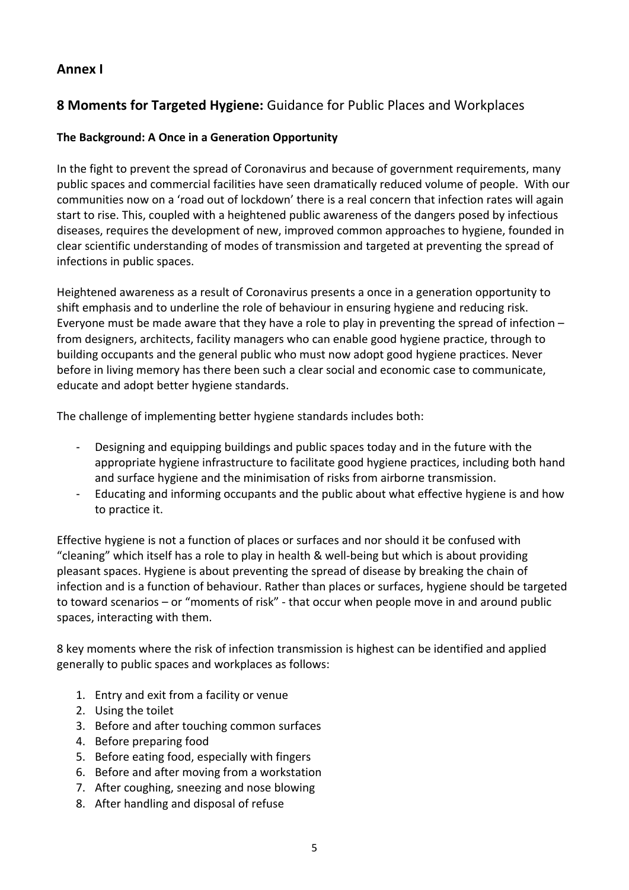## Annex I

## **8 Moments for Targeted Hygiene:** Guidance for Public Places and Workplaces

### The Background: A Once in a Generation Opportunity

In the fight to prevent the spread of Coronavirus and because of government requirements, many public spaces and commercial facilities have seen dramatically reduced volume of people. With our communities now on a 'road out of lockdown' there is a real concern that infection rates will again start to rise. This, coupled with a heightened public awareness of the dangers posed by infectious diseases, requires the development of new, improved common approaches to hygiene, founded in clear scientific understanding of modes of transmission and targeted at preventing the spread of infections in public spaces.

Heightened awareness as a result of Coronavirus presents a once in a generation opportunity to shift emphasis and to underline the role of behaviour in ensuring hygiene and reducing risk. Everyone must be made aware that they have a role to play in preventing the spread of infection – from designers, architects, facility managers who can enable good hygiene practice, through to building occupants and the general public who must now adopt good hygiene practices. Never before in living memory has there been such a clear social and economic case to communicate, educate and adopt better hygiene standards.

The challenge of implementing better hygiene standards includes both:

- Designing and equipping buildings and public spaces today and in the future with the appropriate hygiene infrastructure to facilitate good hygiene practices, including both hand and surface hygiene and the minimisation of risks from airborne transmission.
- Educating and informing occupants and the public about what effective hygiene is and how to practice it.

Effective hygiene is not a function of places or surfaces and nor should it be confused with "cleaning" which itself has a role to play in health & well-being but which is about providing pleasant spaces. Hygiene is about preventing the spread of disease by breaking the chain of infection and is a function of behaviour. Rather than places or surfaces, hygiene should be targeted to toward scenarios – or "moments of risk" - that occur when people move in and around public spaces, interacting with them.

8 key moments where the risk of infection transmission is highest can be identified and applied generally to public spaces and workplaces as follows:

1. Entry and exit from a facility or venue
2. Using the toilet
3. Before and after touching common surfaces
4. Before preparing food
5. Before eating food, especially with fingers
6. Before and after moving from a workstation
7. After coughing, sneezing and nose blowing
8. After handling and disposal of refuse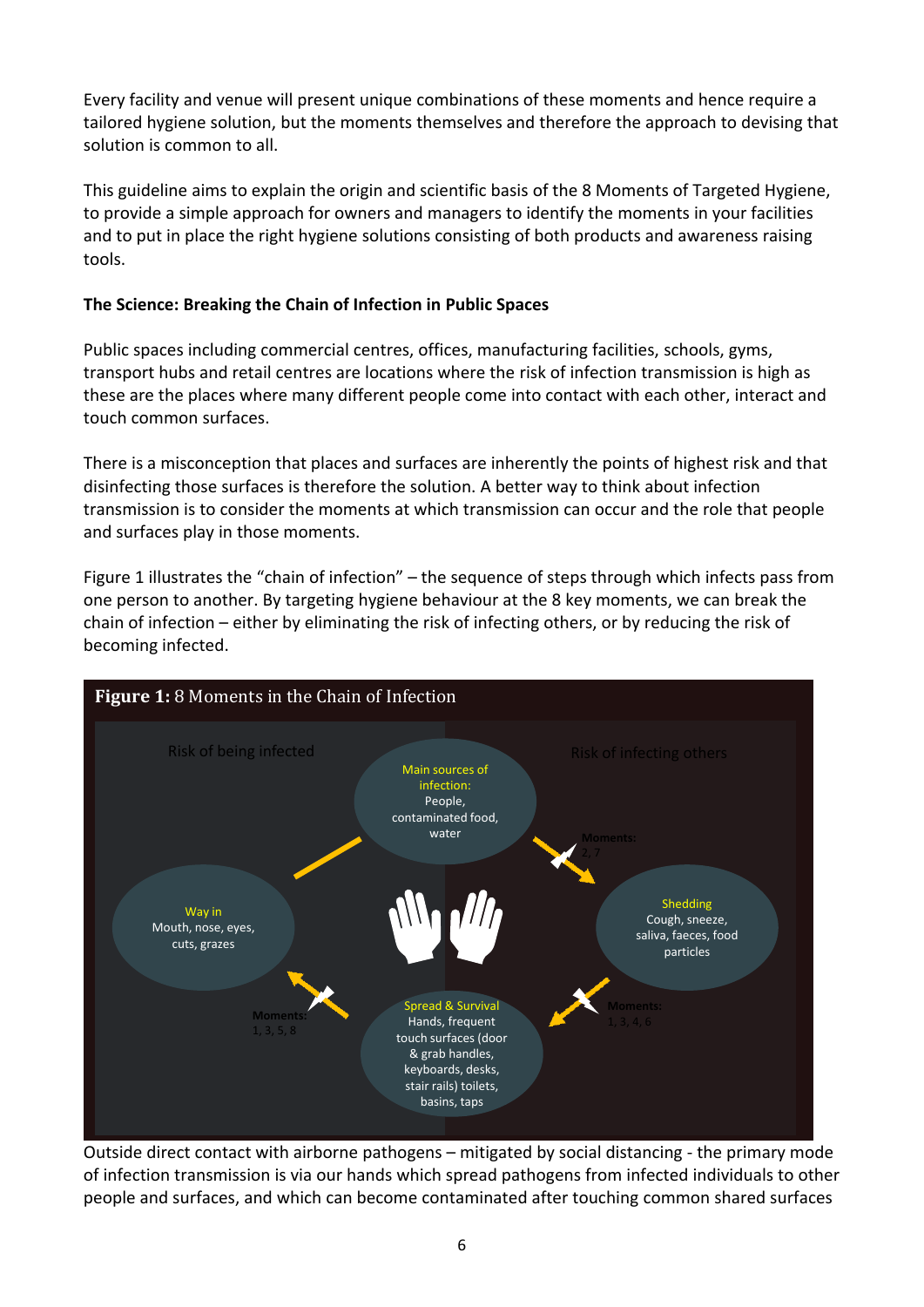Every facility and venue will present unique combinations of these moments and hence require a tailored hygiene solution, but the moments themselves and therefore the approach to devising that solution is common to all.

This guideline aims to explain the origin and scientific basis of the 8 Moments of Targeted Hygiene, to provide a simple approach for owners and managers to identify the moments in your facilities and to put in place the right hygiene solutions consisting of both products and awareness raising tools.

**The Science: Breaking the Chain of Infection in Public Spaces**

Public spaces including commercial centres, offices, manufacturing facilities, schools, gyms, transport hubs and retail centres are locations where the risk of infection transmission is high as these are the places where many different people come into contact with each other, interact and touch common surfaces.

There is a misconception that places and surfaces are inherently the points of highest risk and that disinfecting those surfaces is therefore the solution. A better way to think about infection transmission is to consider the moments at which transmission can occur and the role that people and surfaces play in those moments.

Figure 1 illustrates the "chain of infection" – the sequence of steps through which infects pass from one person to another. By targeting hygiene behaviour at the 8 key moments, we can break the chain of infection – either by eliminating the risk of infecting others, or by reducing the risk of becoming infected.

**Figure 1:** 8 Moments in the Chain of Infection

Risk of being infected

Risk of infecting others

Main sources of infection: People, contaminated food, water

Moments: 2, 7

Shedding: Cough, sneeze, saliva, faeces, food particles

Moments: 1, 3, 4, 6

Spread & Survival: Hands, frequent touch surfaces (door & grab handles, keyboards, desks, stair rails) toilets, basins, taps

Moments: 1, 3, 5, 8

Way in: Mouth, nose, eyes, cuts, grazes

Outside direct contact with airborne pathogens – mitigated by social distancing - the primary mode of infection transmission is via our hands which spread pathogens from infected individuals to other people and surfaces, and which can become contaminated after touching common shared surfaces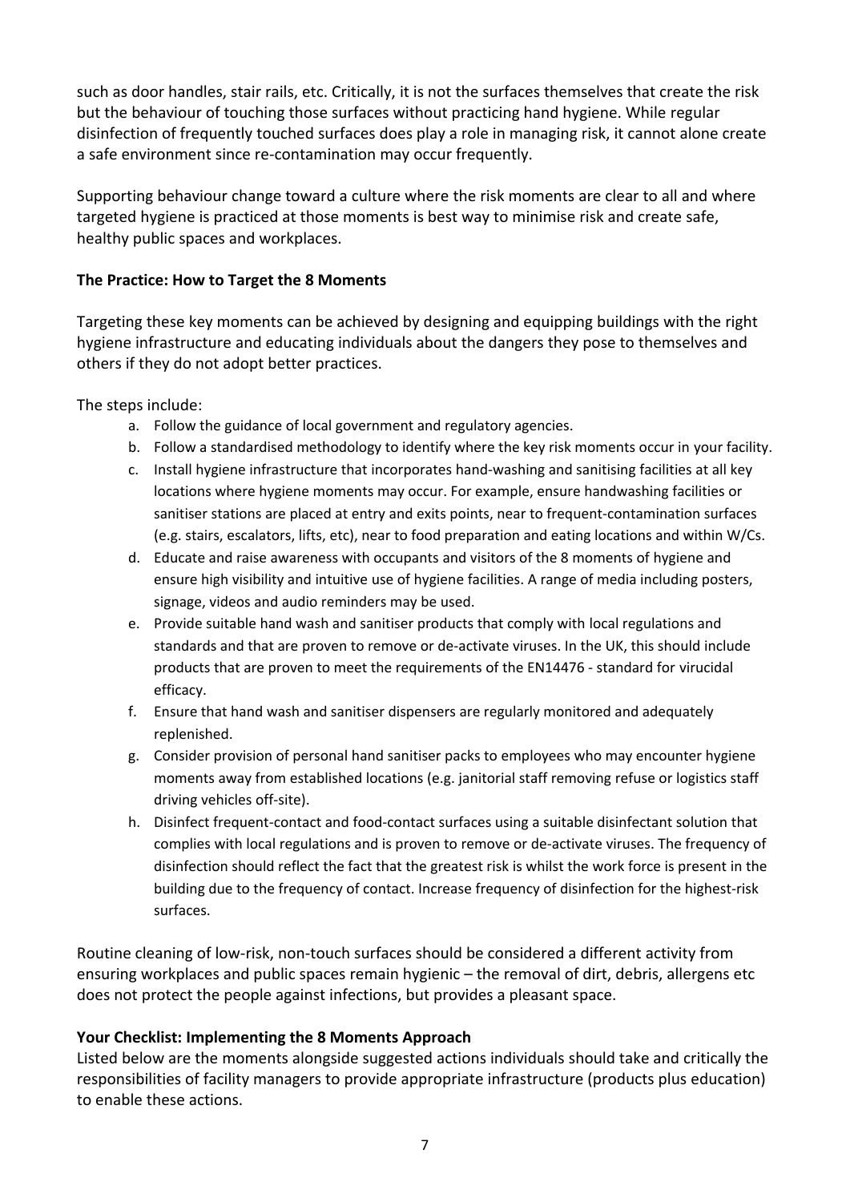such as door handles, stair rails, etc. Critically, it is not the surfaces themselves that create the risk but the behaviour of touching those surfaces without practicing hand hygiene. While regular disinfection of frequently touched surfaces does play a role in managing risk, it cannot alone create a safe environment since re-contamination may occur frequently.

Supporting behaviour change toward a culture where the risk moments are clear to all and where targeted hygiene is practiced at those moments is best way to minimise risk and create safe, healthy public spaces and workplaces.

**The Practice: How to Target the 8 Moments**

Targeting these key moments can be achieved by designing and equipping buildings with the right hygiene infrastructure and educating individuals about the dangers they pose to themselves and others if they do not adopt better practices.

The steps include:

a. Follow the guidance of local government and regulatory agencies.
b. Follow a standardised methodology to identify where the key risk moments occur in your facility.
c. Install hygiene infrastructure that incorporates hand-washing and sanitising facilities at all key locations where hygiene moments may occur. For example, ensure handwashing facilities or sanitiser stations are placed at entry and exits points, near to frequent-contamination surfaces (e.g. stairs, escalators, lifts, etc), near to food preparation and eating locations and within W/Cs.
d. Educate and raise awareness with occupants and visitors of the 8 moments of hygiene and ensure high visibility and intuitive use of hygiene facilities. A range of media including posters, signage, videos and audio reminders may be used.
e. Provide suitable hand wash and sanitiser products that comply with local regulations and standards and that are proven to remove or de-activate viruses. In the UK, this should include products that are proven to meet the requirements of the EN14476 - standard for virucidal efficacy.
f. Ensure that hand wash and sanitiser dispensers are regularly monitored and adequately replenished.
g. Consider provision of personal hand sanitiser packs to employees who may encounter hygiene moments away from established locations (e.g. janitorial staff removing refuse or logistics staff driving vehicles off-site).
h. Disinfect frequent-contact and food-contact surfaces using a suitable disinfectant solution that complies with local regulations and is proven to remove or de-activate viruses. The frequency of disinfection should reflect the fact that the greatest risk is whilst the work force is present in the building due to the frequency of contact. Increase frequency of disinfection for the highest-risk surfaces.

Routine cleaning of low-risk, non-touch surfaces should be considered a different activity from ensuring workplaces and public spaces remain hygienic – the removal of dirt, debris, allergens etc does not protect the people against infections, but provides a pleasant space.

**Your Checklist: Implementing the 8 Moments Approach**

Listed below are the moments alongside suggested actions individuals should take and critically the responsibilities of facility managers to provide appropriate infrastructure (products plus education) to enable these actions.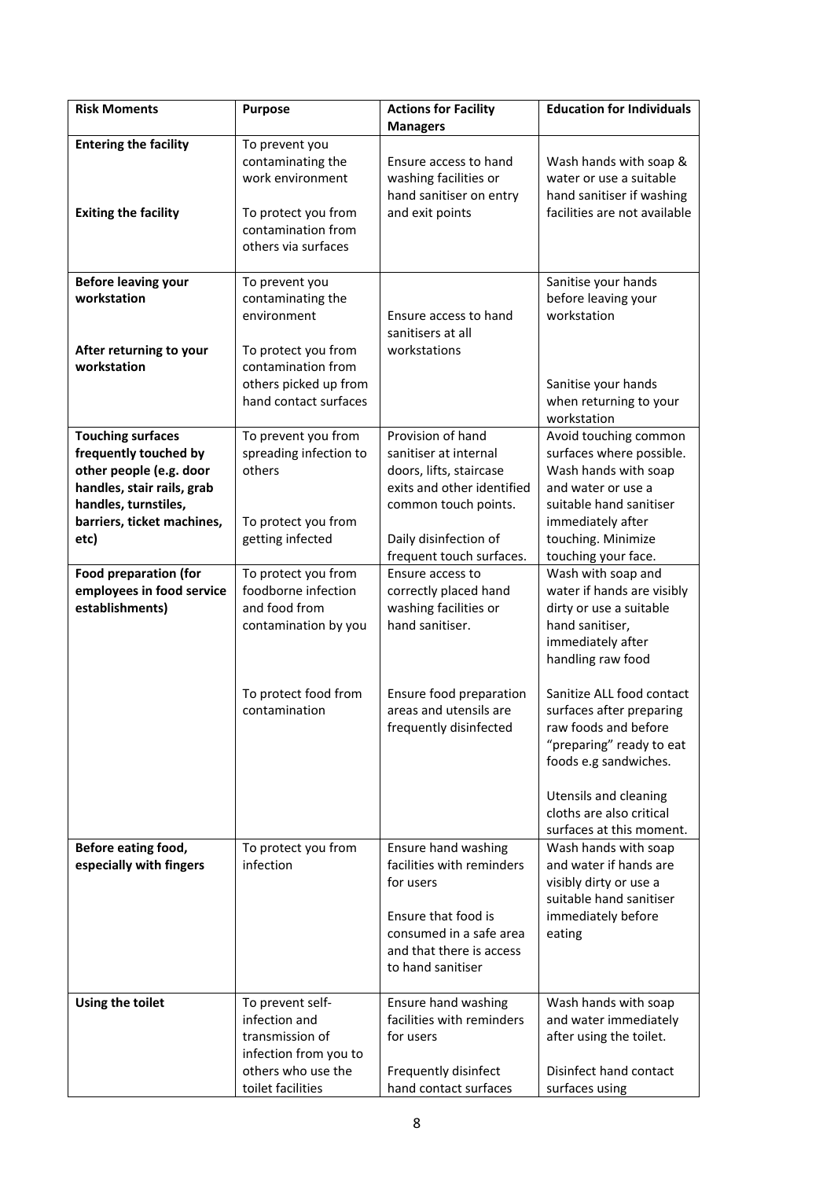| Risk Moments | Purpose | Actions for Facility Managers | Education for Individuals |
|---|---|---|---|
| **Entering the facility**<br><br>**Exiting the facility** | To prevent you contaminating the work environment<br><br>To protect you from contamination from others via surfaces | Ensure access to hand washing facilities or hand sanitiser on entry and exit points | Wash hands with soap & water or use a suitable hand sanitiser if washing facilities are not available |
| **Before leaving your workstation**<br><br>**After returning to your workstation** | To prevent you contaminating the environment<br><br>To protect you from contamination from others picked up from hand contact surfaces | Ensure access to hand sanitisers at all workstations | Sanitise your hands before leaving your workstation<br><br>Sanitise your hands when returning to your workstation |
| **Touching surfaces frequently touched by other people (e.g. door handles, stair rails, grab handles, turnstiles, barriers, ticket machines, etc)** | To prevent you from spreading infection to others<br><br>To protect you from getting infected | Provision of hand sanitiser at internal doors, lifts, staircase exits and other identified common touch points.<br><br>Daily disinfection of frequent touch surfaces. | Avoid touching common surfaces where possible. Wash hands with soap and water or use a suitable hand sanitiser immediately after touching. Minimize touching your face. |
| **Food preparation (for employees in food service establishments)** | To protect you from foodborne infection and food from contamination by you<br><br>To protect food from contamination | Ensure access to correctly placed hand washing facilities or hand sanitiser.<br><br>Ensure food preparation areas and utensils are frequently disinfected | Wash with soap and water if hands are visibly dirty or use a suitable hand sanitiser, immediately after handling raw food<br><br>Sanitize ALL food contact surfaces after preparing raw foods and before "preparing" ready to eat foods e.g sandwiches.<br><br>Utensils and cleaning cloths are also critical surfaces at this moment. |
| **Before eating food, especially with fingers** | To protect you from infection | Ensure hand washing facilities with reminders for users<br><br>Ensure that food is consumed in a safe area and that there is access to hand sanitiser | Wash hands with soap and water if hands are visibly dirty or use a suitable hand sanitiser immediately before eating |
| **Using the toilet** | To prevent self-infection and transmission of infection from you to others who use the toilet facilities | Ensure hand washing facilities with reminders for users<br><br>Frequently disinfect hand contact surfaces | Wash hands with soap and water immediately after using the toilet.<br><br>Disinfect hand contact surfaces using |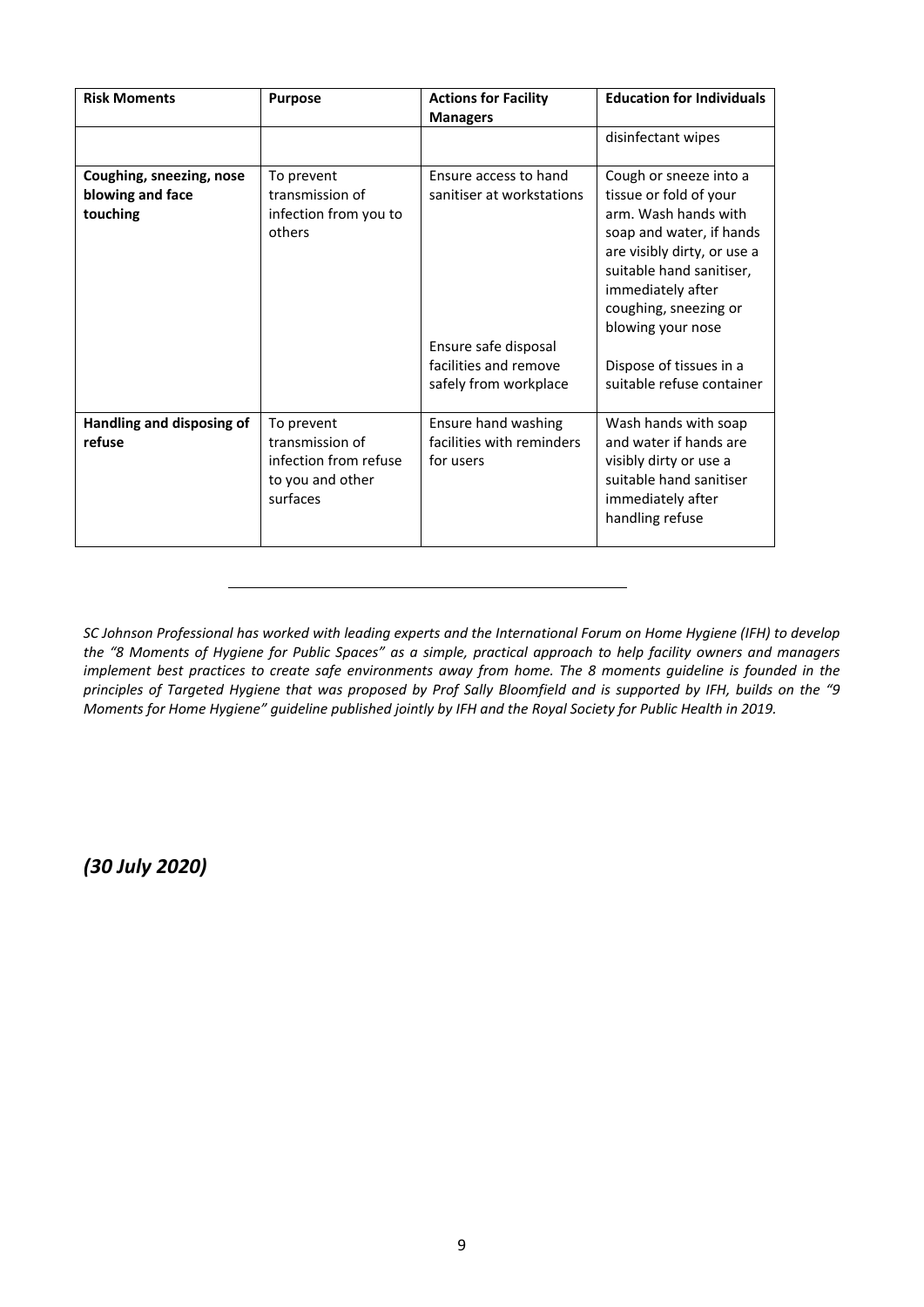| Risk Moments | Purpose | Actions for Facility Managers | Education for Individuals |
|---|---|---|---|
| | | | disinfectant wipes |
| **Coughing, sneezing, nose blowing and face touching** | To prevent transmission of infection from you to others | Ensure access to hand sanitiser at workstations<br><br>Ensure safe disposal facilities and remove safely from workplace | Cough or sneeze into a tissue or fold of your arm. Wash hands with soap and water, if hands are visibly dirty, or use a suitable hand sanitiser, immediately after coughing, sneezing or blowing your nose<br><br>Dispose of tissues in a suitable refuse container |
| **Handling and disposing of refuse** | To prevent transmission of infection from refuse to you and other surfaces | Ensure hand washing facilities with reminders for users | Wash hands with soap and water if hands are visibly dirty or use a suitable hand sanitiser immediately after handling refuse |

---

*SC Johnson Professional has worked with leading experts and the International Forum on Home Hygiene (IFH) to develop the "8 Moments of Hygiene for Public Spaces" as a simple, practical approach to help facility owners and managers implement best practices to create safe environments away from home. The 8 moments guideline is founded in the principles of Targeted Hygiene that was proposed by Prof Sally Bloomfield and is supported by IFH, builds on the "9 Moments for Home Hygiene" guideline published jointly by IFH and the Royal Society for Public Health in 2019.*

***(30 July 2020)***